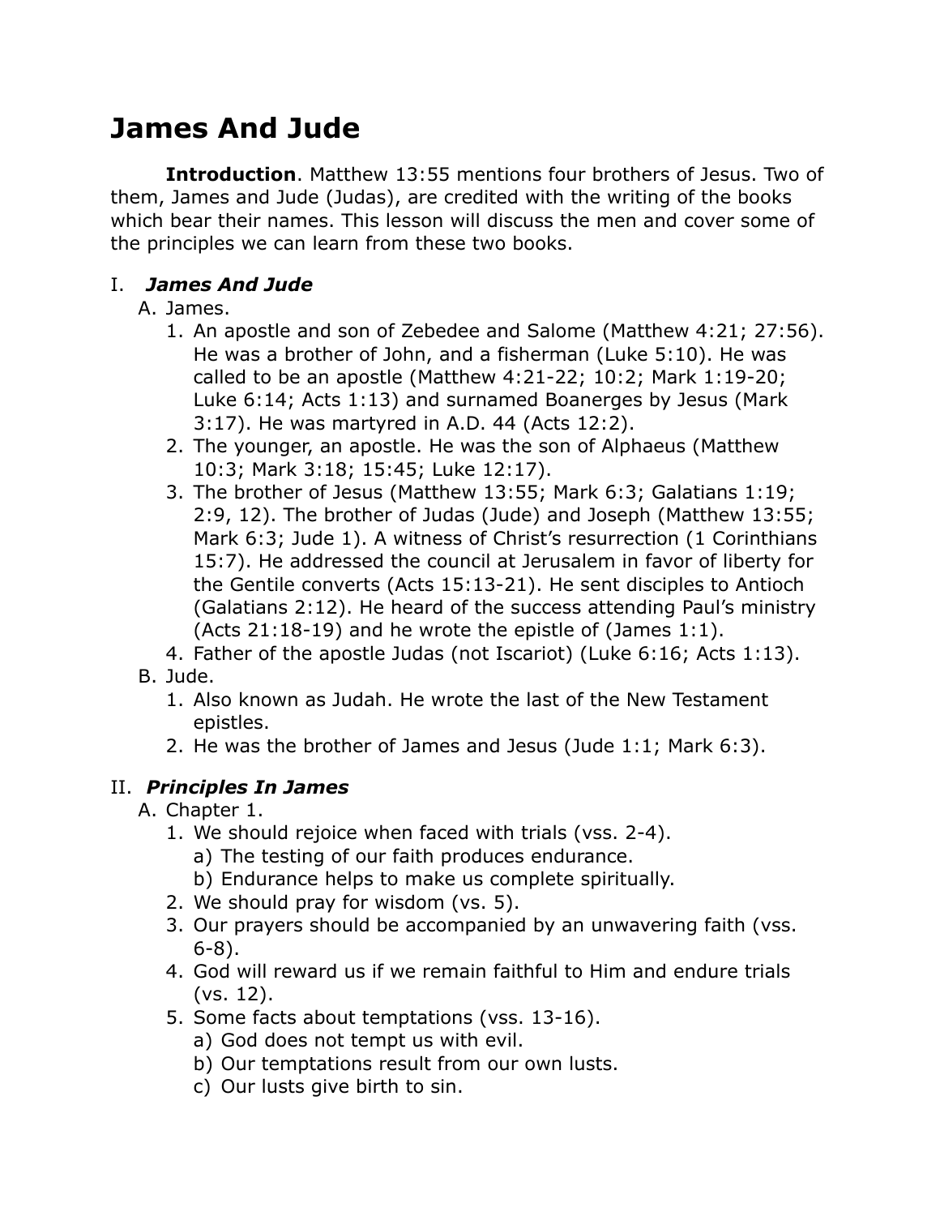# James And Jude

**Introduction**. Matthew 13:55 mentions four brothers of Jesus. Two of them, James and Jude (Judas), are credited with the writing of the books which bear their names. This lesson will discuss the men and cover some of the principles we can learn from these two books.

## I. *James And Jude*

A. James.

1. An apostle and son of Zebedee and Salome (Matthew 4:21; 27:56). He was a brother of John, and a fisherman (Luke 5:10). He was called to be an apostle (Matthew 4:21-22; 10:2; Mark 1:19-20; Luke 6:14; Acts 1:13) and surnamed Boanerges by Jesus (Mark 3:17). He was martyred in A.D. 44 (Acts 12:2).
2. The younger, an apostle. He was the son of Alphaeus (Matthew 10:3; Mark 3:18; 15:45; Luke 12:17).
3. The brother of Jesus (Matthew 13:55; Mark 6:3; Galatians 1:19; 2:9, 12). The brother of Judas (Jude) and Joseph (Matthew 13:55; Mark 6:3; Jude 1). A witness of Christ's resurrection (1 Corinthians 15:7). He addressed the council at Jerusalem in favor of liberty for the Gentile converts (Acts 15:13-21). He sent disciples to Antioch (Galatians 2:12). He heard of the success attending Paul's ministry (Acts 21:18-19) and he wrote the epistle of (James 1:1).
4. Father of the apostle Judas (not Iscariot) (Luke 6:16; Acts 1:13).

B. Jude.

1. Also known as Judah. He wrote the last of the New Testament epistles.
2. He was the brother of James and Jesus (Jude 1:1; Mark 6:3).

## II. *Principles In James*

A. Chapter 1.

1. We should rejoice when faced with trials (vss. 2-4).
   a) The testing of our faith produces endurance.
   b) Endurance helps to make us complete spiritually.
2. We should pray for wisdom (vs. 5).
3. Our prayers should be accompanied by an unwavering faith (vss. 6-8).
4. God will reward us if we remain faithful to Him and endure trials (vs. 12).
5. Some facts about temptations (vss. 13-16).
   a) God does not tempt us with evil.
   b) Our temptations result from our own lusts.
   c) Our lusts give birth to sin.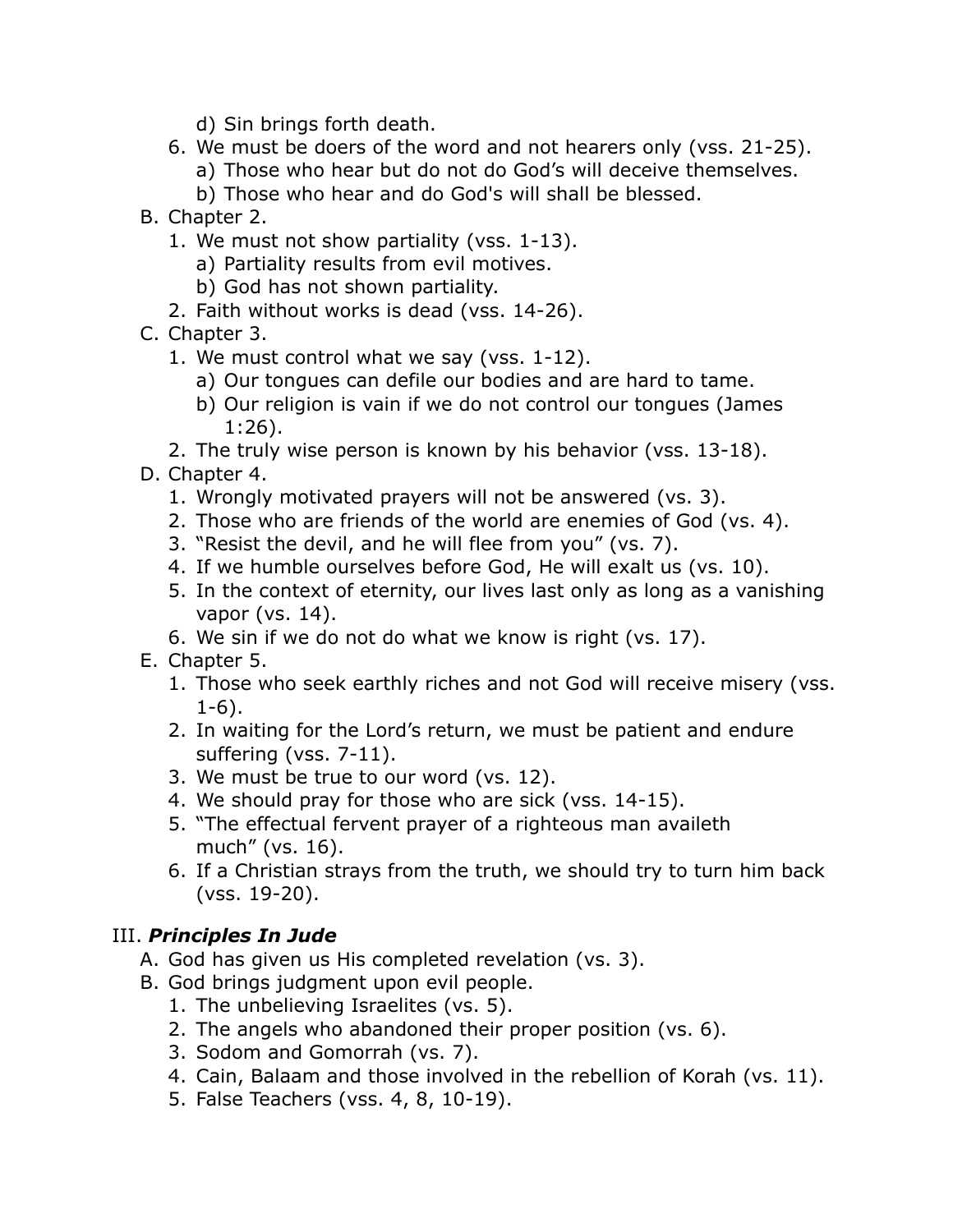d) Sin brings forth death.
        6. We must be doers of the word and not hearers only (vss. 21-25).
            a) Those who hear but do not do God's will deceive themselves.
            b) Those who hear and do God's will shall be blessed.
    B. Chapter 2.
        1. We must not show partiality (vss. 1-13).
            a) Partiality results from evil motives.
            b) God has not shown partiality.
        2. Faith without works is dead (vss. 14-26).
    C. Chapter 3.
        1. We must control what we say (vss. 1-12).
            a) Our tongues can defile our bodies and are hard to tame.
            b) Our religion is vain if we do not control our tongues (James 1:26).
        2. The truly wise person is known by his behavior (vss. 13-18).
    D. Chapter 4.
        1. Wrongly motivated prayers will not be answered (vs. 3).
        2. Those who are friends of the world are enemies of God (vs. 4).
        3. "Resist the devil, and he will flee from you" (vs. 7).
        4. If we humble ourselves before God, He will exalt us (vs. 10).
        5. In the context of eternity, our lives last only as long as a vanishing vapor (vs. 14).
        6. We sin if we do not do what we know is right (vs. 17).
    E. Chapter 5.
        1. Those who seek earthly riches and not God will receive misery (vss. 1-6).
        2. In waiting for the Lord's return, we must be patient and endure suffering (vss. 7-11).
        3. We must be true to our word (vs. 12).
        4. We should pray for those who are sick (vss. 14-15).
        5. "The effectual fervent prayer of a righteous man availeth much" (vs. 16).
        6. If a Christian strays from the truth, we should try to turn him back (vss. 19-20).

III. ***Principles In Jude***
    A. God has given us His completed revelation (vs. 3).
    B. God brings judgment upon evil people.
        1. The unbelieving Israelites (vs. 5).
        2. The angels who abandoned their proper position (vs. 6).
        3. Sodom and Gomorrah (vs. 7).
        4. Cain, Balaam and those involved in the rebellion of Korah (vs. 11).
        5. False Teachers (vss. 4, 8, 10-19).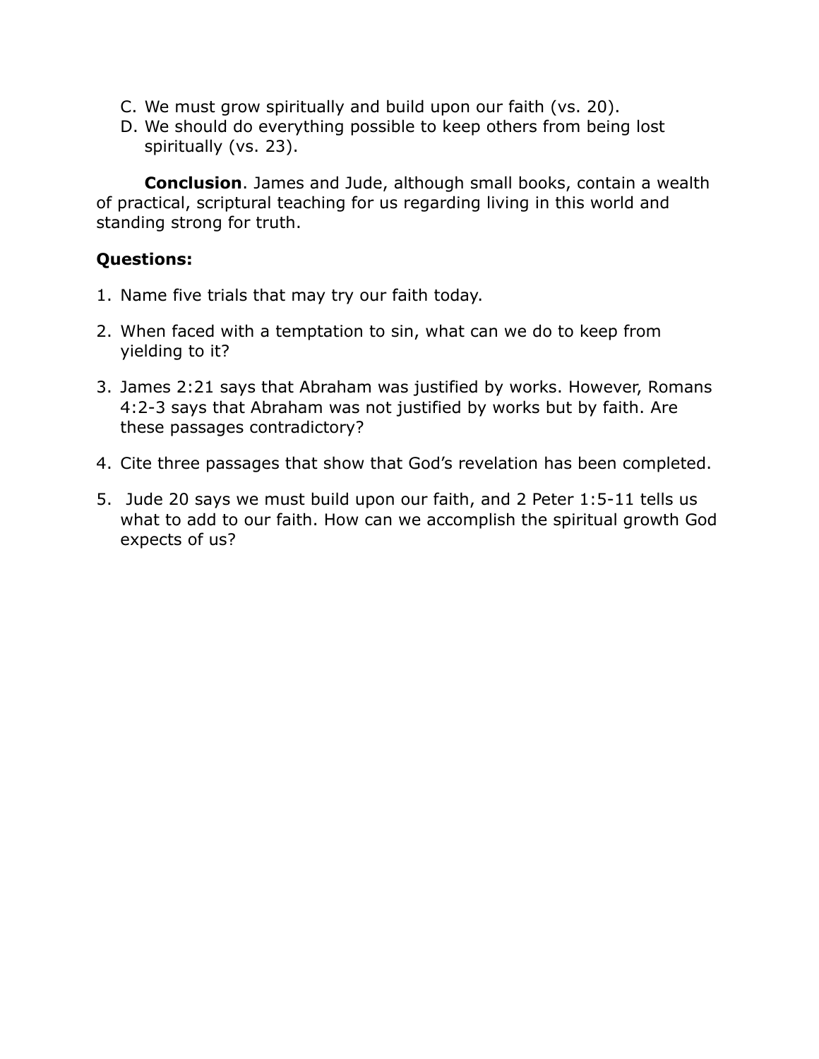C. We must grow spiritually and build upon our faith (vs. 20).
D. We should do everything possible to keep others from being lost spiritually (vs. 23).

**Conclusion**. James and Jude, although small books, contain a wealth of practical, scriptural teaching for us regarding living in this world and standing strong for truth.

**Questions:**

1. Name five trials that may try our faith today.

2. When faced with a temptation to sin, what can we do to keep from yielding to it?

3. James 2:21 says that Abraham was justified by works. However, Romans 4:2-3 says that Abraham was not justified by works but by faith. Are these passages contradictory?

4. Cite three passages that show that God's revelation has been completed.

5. Jude 20 says we must build upon our faith, and 2 Peter 1:5-11 tells us what to add to our faith. How can we accomplish the spiritual growth God expects of us?